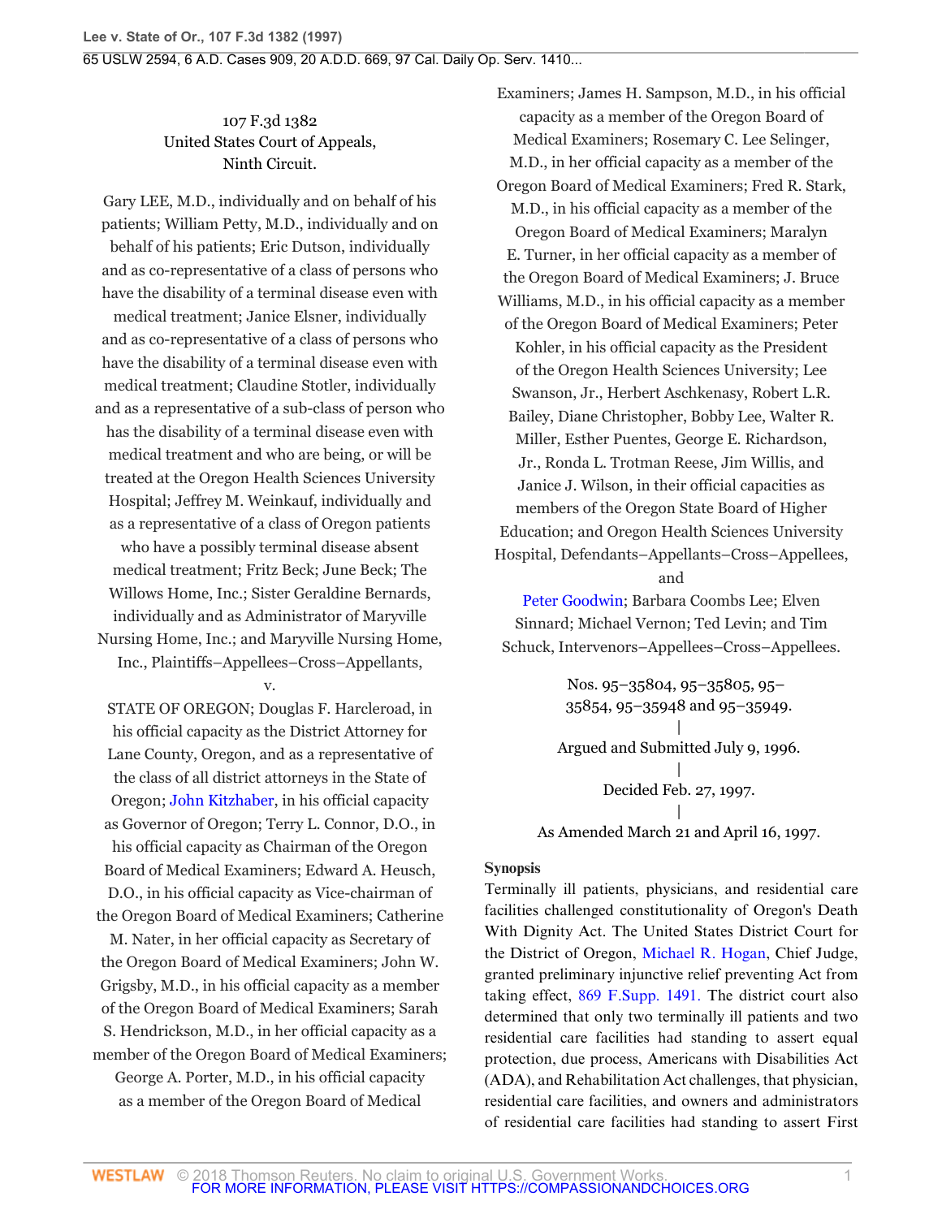107 F.3d 1382
United States Court of Appeals,
Ninth Circuit.

Gary LEE, M.D., individually and on behalf of his patients; William Petty, M.D., individually and on behalf of his patients; Eric Dutson, individually and as co-representative of a class of persons who have the disability of a terminal disease even with medical treatment; Janice Elsner, individually and as co-representative of a class of persons who have the disability of a terminal disease even with medical treatment; Claudine Stotler, individually and as a representative of a sub-class of person who has the disability of a terminal disease even with medical treatment and who are being, or will be treated at the Oregon Health Sciences University Hospital; Jeffrey M. Weinkauf, individually and as a representative of a class of Oregon patients who have a possibly terminal disease absent medical treatment; Fritz Beck; June Beck; The Willows Home, Inc.; Sister Geraldine Bernards, individually and as Administrator of Maryville Nursing Home, Inc.; and Maryville Nursing Home, Inc., Plaintiffs–Appellees–Cross–Appellants,

v.

STATE OF OREGON; Douglas F. Harcleroad, in his official capacity as the District Attorney for Lane County, Oregon, and as a representative of the class of all district attorneys in the State of Oregon; John Kitzhaber, in his official capacity as Governor of Oregon; Terry L. Connor, D.O., in his official capacity as Chairman of the Oregon Board of Medical Examiners; Edward A. Heusch, D.O., in his official capacity as Vice-chairman of the Oregon Board of Medical Examiners; Catherine M. Nater, in her official capacity as Secretary of the Oregon Board of Medical Examiners; John W. Grigsby, M.D., in his official capacity as a member of the Oregon Board of Medical Examiners; Sarah S. Hendrickson, M.D., in her official capacity as a member of the Oregon Board of Medical Examiners; George A. Porter, M.D., in his official capacity as a member of the Oregon Board of Medical Examiners; James H. Sampson, M.D., in his official capacity as a member of the Oregon Board of Medical Examiners; Rosemary C. Lee Selinger, M.D., in her official capacity as a member of the Oregon Board of Medical Examiners; Fred R. Stark, M.D., in his official capacity as a member of the Oregon Board of Medical Examiners; Maralyn E. Turner, in her official capacity as a member of the Oregon Board of Medical Examiners; J. Bruce Williams, M.D., in his official capacity as a member of the Oregon Board of Medical Examiners; Peter Kohler, in his official capacity as the President of the Oregon Health Sciences University; Lee Swanson, Jr., Herbert Aschkenasy, Robert L.R. Bailey, Diane Christopher, Bobby Lee, Walter R. Miller, Esther Puentes, George E. Richardson, Jr., Ronda L. Trotman Reese, Jim Willis, and Janice J. Wilson, in their official capacities as members of the Oregon State Board of Higher Education; and Oregon Health Sciences University Hospital, Defendants–Appellants–Cross–Appellees,

and

Peter Goodwin; Barbara Coombs Lee; Elven Sinnard; Michael Vernon; Ted Levin; and Tim Schuck, Intervenors–Appellees–Cross–Appellees.

Nos. 95–35804, 95–35805, 95–35854, 95–35948 and 95–35949.
|
Argued and Submitted July 9, 1996.
|
Decided Feb. 27, 1997.
|
As Amended March 21 and April 16, 1997.

**Synopsis**

Terminally ill patients, physicians, and residential care facilities challenged constitutionality of Oregon's Death With Dignity Act. The United States District Court for the District of Oregon, Michael R. Hogan, Chief Judge, granted preliminary injunctive relief preventing Act from taking effect, 869 F.Supp. 1491. The district court also determined that only two terminally ill patients and two residential care facilities had standing to assert equal protection, due process, Americans with Disabilities Act (ADA), and Rehabilitation Act challenges, that physician, residential care facilities, and owners and administrators of residential care facilities had standing to assert First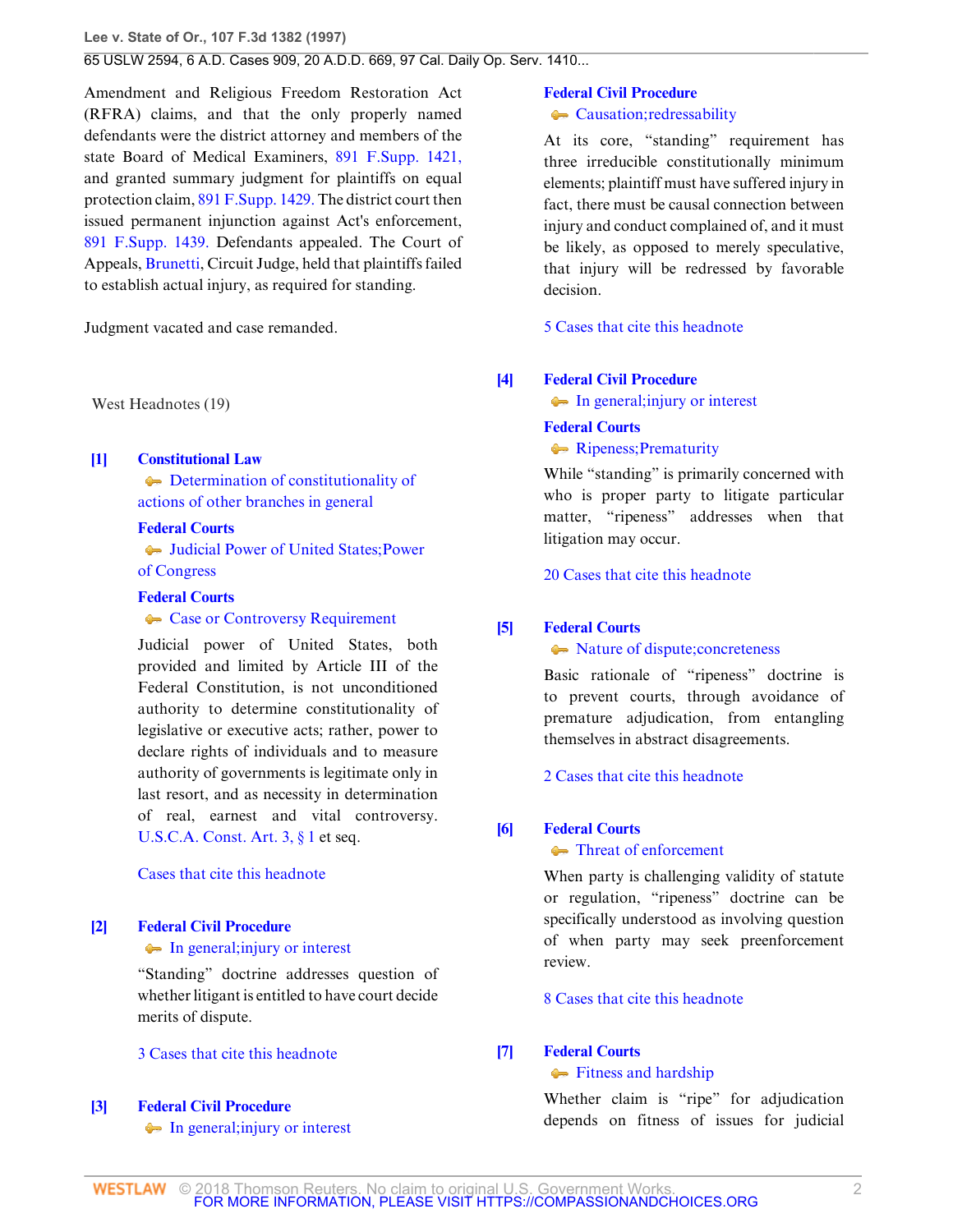Amendment and Religious Freedom Restoration Act (RFRA) claims, and that the only properly named defendants were the district attorney and members of the state Board of Medical Examiners, 891 F.Supp. 1421, and granted summary judgment for plaintiffs on equal protection claim, 891 F.Supp. 1429. The district court then issued permanent injunction against Act's enforcement, 891 F.Supp. 1439. Defendants appealed. The Court of Appeals, Brunetti, Circuit Judge, held that plaintiffs failed to establish actual injury, as required for standing.

Judgment vacated and case remanded.

West Headnotes (19)

**[1]** **Constitutional Law**
Determination of constitutionality of actions of other branches in general

**Federal Courts**
Judicial Power of United States;Power of Congress

**Federal Courts**
Case or Controversy Requirement

Judicial power of United States, both provided and limited by Article III of the Federal Constitution, is not unconditioned authority to determine constitutionality of legislative or executive acts; rather, power to declare rights of individuals and to measure authority of governments is legitimate only in last resort, and as necessity in determination of real, earnest and vital controversy. U.S.C.A. Const. Art. 3, § 1 et seq.

Cases that cite this headnote

**[2]** **Federal Civil Procedure**
In general;injury or interest

"Standing" doctrine addresses question of whether litigant is entitled to have court decide merits of dispute.

3 Cases that cite this headnote

**[3]** **Federal Civil Procedure**
In general;injury or interest

**Federal Civil Procedure**
Causation;redressability

At its core, "standing" requirement has three irreducible constitutionally minimum elements; plaintiff must have suffered injury in fact, there must be causal connection between injury and conduct complained of, and it must be likely, as opposed to merely speculative, that injury will be redressed by favorable decision.

5 Cases that cite this headnote

**[4]** **Federal Civil Procedure**
In general;injury or interest

**Federal Courts**
Ripeness;Prematurity

While "standing" is primarily concerned with who is proper party to litigate particular matter, "ripeness" addresses when that litigation may occur.

20 Cases that cite this headnote

**[5]** **Federal Courts**
Nature of dispute;concreteness

Basic rationale of "ripeness" doctrine is to prevent courts, through avoidance of premature adjudication, from entangling themselves in abstract disagreements.

2 Cases that cite this headnote

**[6]** **Federal Courts**
Threat of enforcement

When party is challenging validity of statute or regulation, "ripeness" doctrine can be specifically understood as involving question of when party may seek preenforcement review.

8 Cases that cite this headnote

**[7]** **Federal Courts**
Fitness and hardship

Whether claim is "ripe" for adjudication depends on fitness of issues for judicial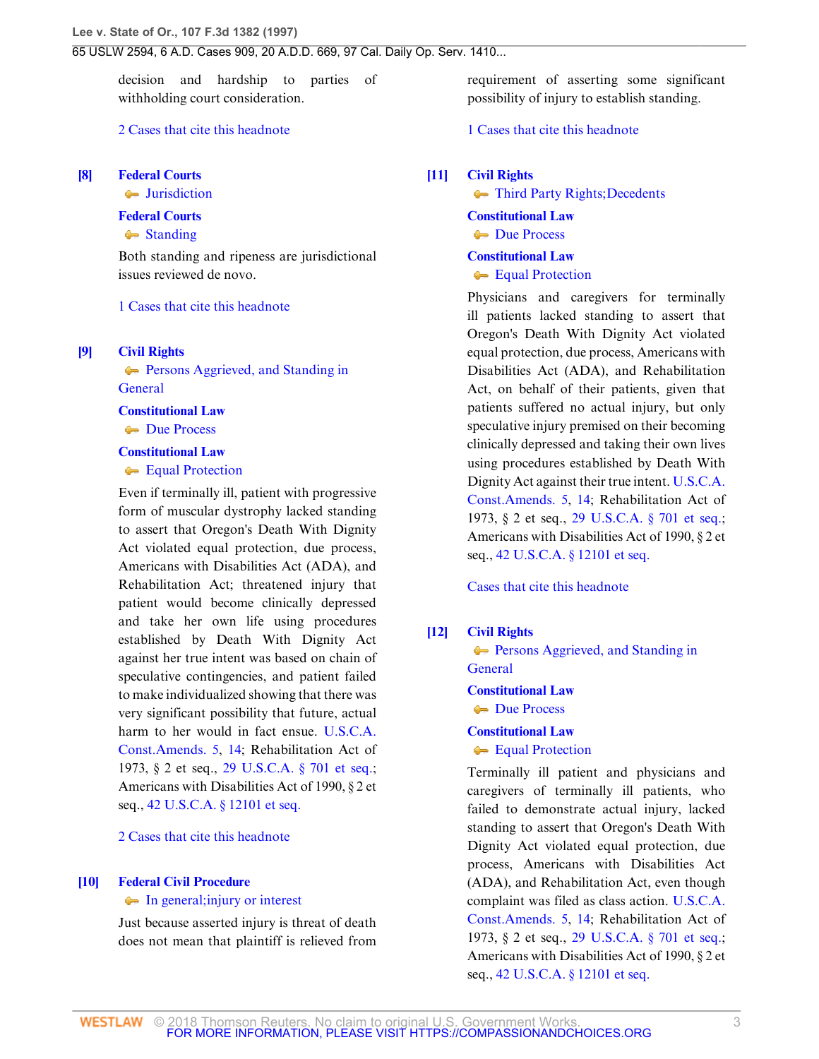decision and hardship to parties of withholding court consideration.

2 Cases that cite this headnote

**[8]** **Federal Courts**
Jurisdiction
**Federal Courts**
Standing

Both standing and ripeness are jurisdictional issues reviewed de novo.

1 Cases that cite this headnote

**[9]** **Civil Rights**
Persons Aggrieved, and Standing in General
**Constitutional Law**
Due Process
**Constitutional Law**
Equal Protection

Even if terminally ill, patient with progressive form of muscular dystrophy lacked standing to assert that Oregon's Death With Dignity Act violated equal protection, due process, Americans with Disabilities Act (ADA), and Rehabilitation Act; threatened injury that patient would become clinically depressed and take her own life using procedures established by Death With Dignity Act against her true intent was based on chain of speculative contingencies, and patient failed to make individualized showing that there was very significant possibility that future, actual harm to her would in fact ensue. U.S.C.A. Const.Amends. 5, 14; Rehabilitation Act of 1973, § 2 et seq., 29 U.S.C.A. § 701 et seq.; Americans with Disabilities Act of 1990, § 2 et seq., 42 U.S.C.A. § 12101 et seq.

2 Cases that cite this headnote

**[10]** **Federal Civil Procedure**
In general;injury or interest

Just because asserted injury is threat of death does not mean that plaintiff is relieved from requirement of asserting some significant possibility of injury to establish standing.

1 Cases that cite this headnote

**[11]** **Civil Rights**
Third Party Rights;Decedents
**Constitutional Law**
Due Process
**Constitutional Law**
Equal Protection

Physicians and caregivers for terminally ill patients lacked standing to assert that Oregon's Death With Dignity Act violated equal protection, due process, Americans with Disabilities Act (ADA), and Rehabilitation Act, on behalf of their patients, given that patients suffered no actual injury, but only speculative injury premised on their becoming clinically depressed and taking their own lives using procedures established by Death With Dignity Act against their true intent. U.S.C.A. Const.Amends. 5, 14; Rehabilitation Act of 1973, § 2 et seq., 29 U.S.C.A. § 701 et seq.; Americans with Disabilities Act of 1990, § 2 et seq., 42 U.S.C.A. § 12101 et seq.

Cases that cite this headnote

**[12]** **Civil Rights**
Persons Aggrieved, and Standing in General
**Constitutional Law**
Due Process
**Constitutional Law**
Equal Protection

Terminally ill patient and physicians and caregivers of terminally ill patients, who failed to demonstrate actual injury, lacked standing to assert that Oregon's Death With Dignity Act violated equal protection, due process, Americans with Disabilities Act (ADA), and Rehabilitation Act, even though complaint was filed as class action. U.S.C.A. Const.Amends. 5, 14; Rehabilitation Act of 1973, § 2 et seq., 29 U.S.C.A. § 701 et seq.; Americans with Disabilities Act of 1990, § 2 et seq., 42 U.S.C.A. § 12101 et seq.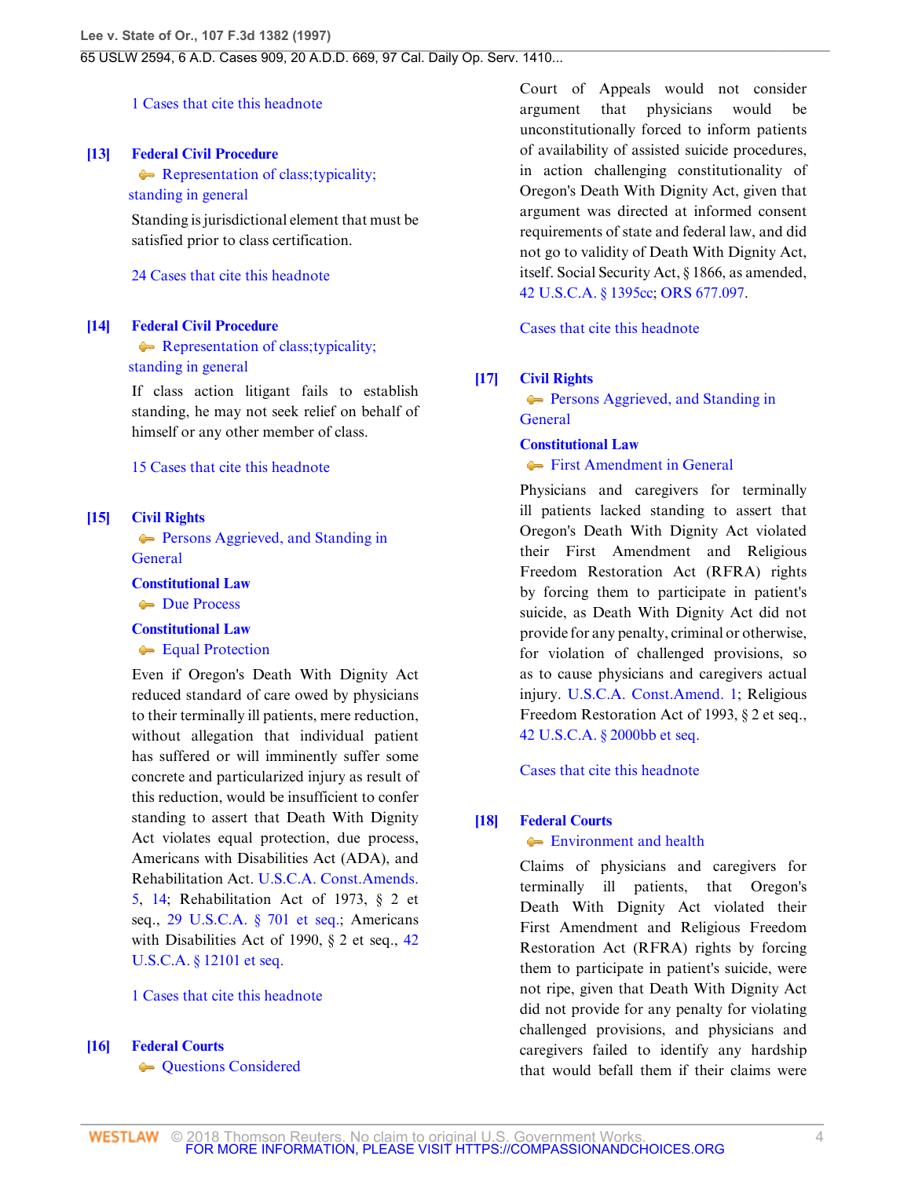1 Cases that cite this headnote

**[13]** **Federal Civil Procedure**
Representation of class;typicality; standing in general

Standing is jurisdictional element that must be satisfied prior to class certification.

24 Cases that cite this headnote

**[14]** **Federal Civil Procedure**
Representation of class;typicality; standing in general

If class action litigant fails to establish standing, he may not seek relief on behalf of himself or any other member of class.

15 Cases that cite this headnote

**[15]** **Civil Rights**
Persons Aggrieved, and Standing in General
**Constitutional Law**
Due Process
**Constitutional Law**
Equal Protection

Even if Oregon's Death With Dignity Act reduced standard of care owed by physicians to their terminally ill patients, mere reduction, without allegation that individual patient has suffered or will imminently suffer some concrete and particularized injury as result of this reduction, would be insufficient to confer standing to assert that Death With Dignity Act violates equal protection, due process, Americans with Disabilities Act (ADA), and Rehabilitation Act. U.S.C.A. Const.Amends. 5, 14; Rehabilitation Act of 1973, § 2 et seq., 29 U.S.C.A. § 701 et seq.; Americans with Disabilities Act of 1990, § 2 et seq., 42 U.S.C.A. § 12101 et seq.

1 Cases that cite this headnote

**[16]** **Federal Courts**
Questions Considered

Court of Appeals would not consider argument that physicians would be unconstitutionally forced to inform patients of availability of assisted suicide procedures, in action challenging constitutionality of Oregon's Death With Dignity Act, given that argument was directed at informed consent requirements of state and federal law, and did not go to validity of Death With Dignity Act, itself. Social Security Act, § 1866, as amended, 42 U.S.C.A. § 1395cc; ORS 677.097.

Cases that cite this headnote

**[17]** **Civil Rights**
Persons Aggrieved, and Standing in General
**Constitutional Law**
First Amendment in General

Physicians and caregivers for terminally ill patients lacked standing to assert that Oregon's Death With Dignity Act violated their First Amendment and Religious Freedom Restoration Act (RFRA) rights by forcing them to participate in patient's suicide, as Death With Dignity Act did not provide for any penalty, criminal or otherwise, for violation of challenged provisions, so as to cause physicians and caregivers actual injury. U.S.C.A. Const.Amend. 1; Religious Freedom Restoration Act of 1993, § 2 et seq., 42 U.S.C.A. § 2000bb et seq.

Cases that cite this headnote

**[18]** **Federal Courts**
Environment and health

Claims of physicians and caregivers for terminally ill patients, that Oregon's Death With Dignity Act violated their First Amendment and Religious Freedom Restoration Act (RFRA) rights by forcing them to participate in patient's suicide, were not ripe, given that Death With Dignity Act did not provide for any penalty for violating challenged provisions, and physicians and caregivers failed to identify any hardship that would befall them if their claims were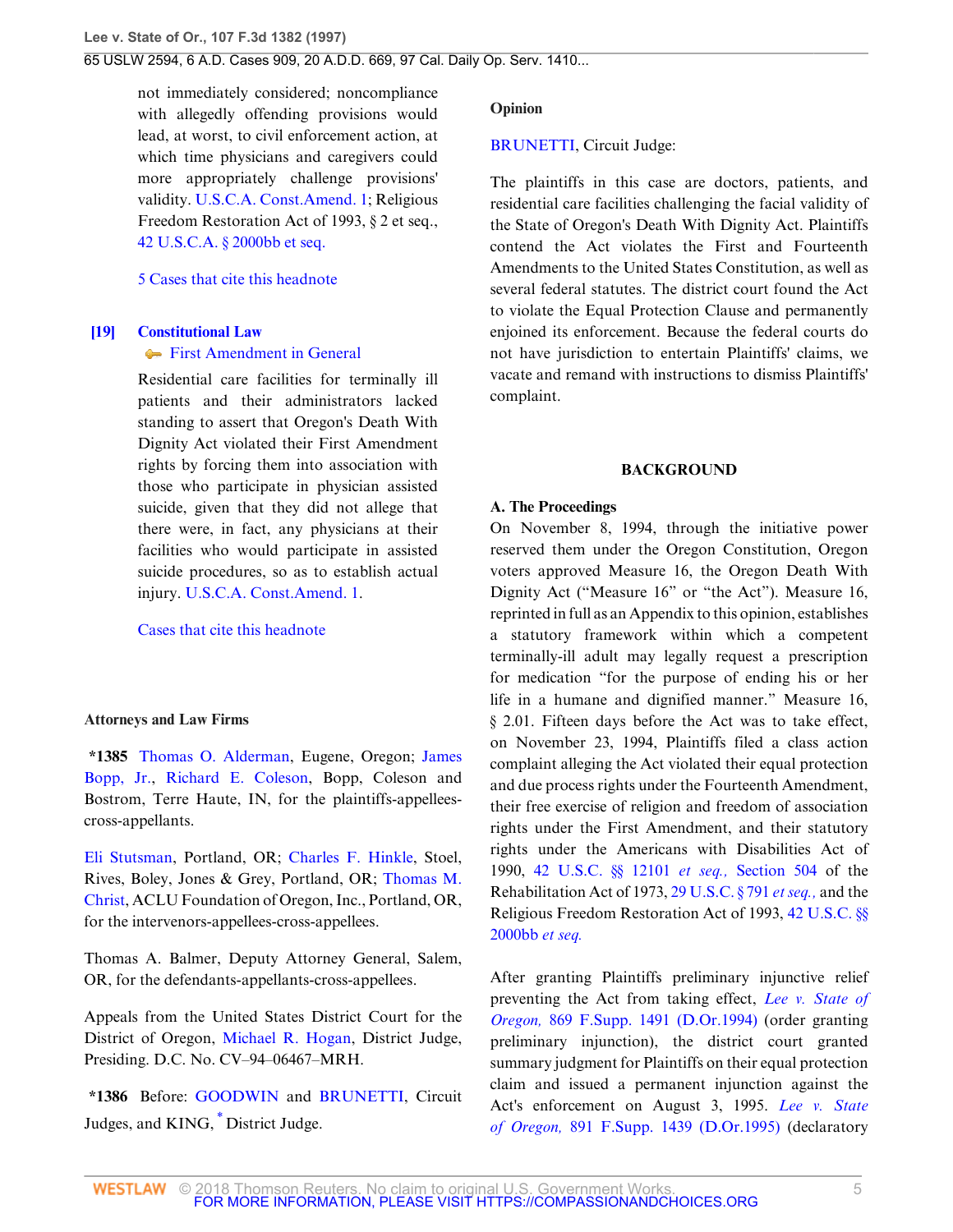not immediately considered; noncompliance with allegedly offending provisions would lead, at worst, to civil enforcement action, at which time physicians and caregivers could more appropriately challenge provisions' validity. U.S.C.A. Const.Amend. 1; Religious Freedom Restoration Act of 1993, § 2 et seq., 42 U.S.C.A. § 2000bb et seq.

5 Cases that cite this headnote

**[19]** **Constitutional Law**
First Amendment in General

Residential care facilities for terminally ill patients and their administrators lacked standing to assert that Oregon's Death With Dignity Act violated their First Amendment rights by forcing them into association with those who participate in physician assisted suicide, given that they did not allege that there were, in fact, any physicians at their facilities who would participate in assisted suicide procedures, so as to establish actual injury. U.S.C.A. Const.Amend. 1.

Cases that cite this headnote

**Attorneys and Law Firms**

**\*1385** Thomas O. Alderman, Eugene, Oregon; James Bopp, Jr., Richard E. Coleson, Bopp, Coleson and Bostrom, Terre Haute, IN, for the plaintiffs-appellees-cross-appellants.

Eli Stutsman, Portland, OR; Charles F. Hinkle, Stoel, Rives, Boley, Jones & Grey, Portland, OR; Thomas M. Christ, ACLU Foundation of Oregon, Inc., Portland, OR, for the intervenors-appellees-cross-appellees.

Thomas A. Balmer, Deputy Attorney General, Salem, OR, for the defendants-appellants-cross-appellees.

Appeals from the United States District Court for the District of Oregon, Michael R. Hogan, District Judge, Presiding. D.C. No. CV–94–06467–MRH.

**\*1386** Before: GOODWIN and BRUNETTI, Circuit Judges, and KING, * District Judge.

**Opinion**

BRUNETTI, Circuit Judge:

The plaintiffs in this case are doctors, patients, and residential care facilities challenging the facial validity of the State of Oregon's Death With Dignity Act. Plaintiffs contend the Act violates the First and Fourteenth Amendments to the United States Constitution, as well as several federal statutes. The district court found the Act to violate the Equal Protection Clause and permanently enjoined its enforcement. Because the federal courts do not have jurisdiction to entertain Plaintiffs' claims, we vacate and remand with instructions to dismiss Plaintiffs' complaint.

## BACKGROUND

### A. The Proceedings

On November 8, 1994, through the initiative power reserved them under the Oregon Constitution, Oregon voters approved Measure 16, the Oregon Death With Dignity Act ("Measure 16" or "the Act"). Measure 16, reprinted in full as an Appendix to this opinion, establishes a statutory framework within which a competent terminally-ill adult may legally request a prescription for medication "for the purpose of ending his or her life in a humane and dignified manner." Measure 16, § 2.01. Fifteen days before the Act was to take effect, on November 23, 1994, Plaintiffs filed a class action complaint alleging the Act violated their equal protection and due process rights under the Fourteenth Amendment, their free exercise of religion and freedom of association rights under the First Amendment, and their statutory rights under the Americans with Disabilities Act of 1990, 42 U.S.C. §§ 12101 *et seq.,* Section 504 of the Rehabilitation Act of 1973, 29 U.S.C. § 791 *et seq.,* and the Religious Freedom Restoration Act of 1993, 42 U.S.C. §§ 2000bb *et seq.*

After granting Plaintiffs preliminary injunctive relief preventing the Act from taking effect, *Lee v. State of Oregon,* 869 F.Supp. 1491 (D.Or.1994) (order granting preliminary injunction), the district court granted summary judgment for Plaintiffs on their equal protection claim and issued a permanent injunction against the Act's enforcement on August 3, 1995. *Lee v. State of Oregon,* 891 F.Supp. 1439 (D.Or.1995) (declaratory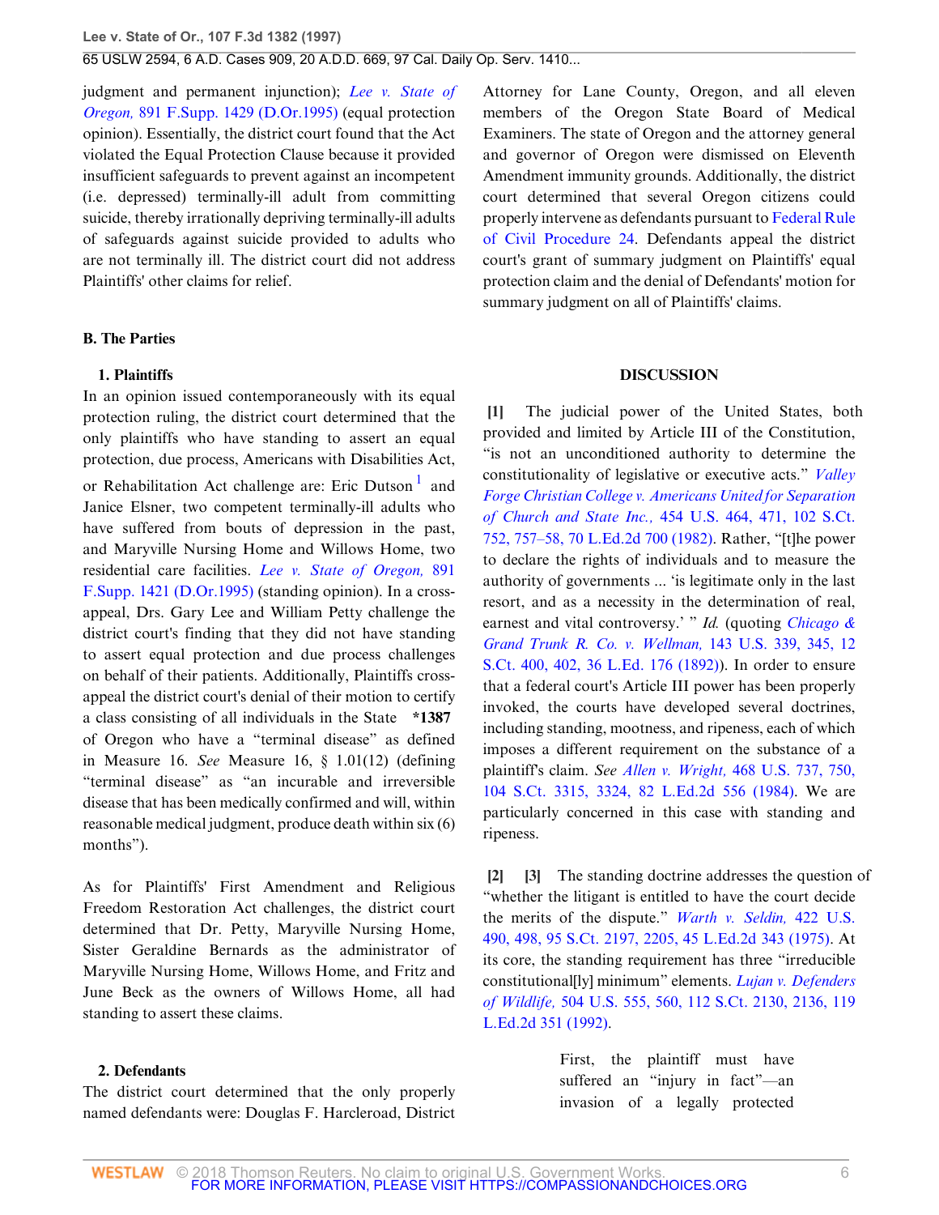judgment and permanent injunction); *Lee v. State of Oregon,* 891 F.Supp. 1429 (D.Or.1995) (equal protection opinion). Essentially, the district court found that the Act violated the Equal Protection Clause because it provided insufficient safeguards to prevent against an incompetent (i.e. depressed) terminally-ill adult from committing suicide, thereby irrationally depriving terminally-ill adults of safeguards against suicide provided to adults who are not terminally ill. The district court did not address Plaintiffs' other claims for relief.

## B. The Parties

### 1. Plaintiffs

In an opinion issued contemporaneously with its equal protection ruling, the district court determined that the only plaintiffs who have standing to assert an equal protection, due process, Americans with Disabilities Act, or Rehabilitation Act challenge are: Eric Dutson [1] and Janice Elsner, two competent terminally-ill adults who have suffered from bouts of depression in the past, and Maryville Nursing Home and Willows Home, two residential care facilities. *Lee v. State of Oregon,* 891 F.Supp. 1421 (D.Or.1995) (standing opinion). In a cross-appeal, Drs. Gary Lee and William Petty challenge the district court's finding that they did not have standing to assert equal protection and due process challenges on behalf of their patients. Additionally, Plaintiffs cross-appeal the district court's denial of their motion to certify a class consisting of all individuals in the State **\*1387** of Oregon who have a "terminal disease" as defined in Measure 16. *See* Measure 16, § 1.01(12) (defining "terminal disease" as "an incurable and irreversible disease that has been medically confirmed and will, within reasonable medical judgment, produce death within six (6) months").

As for Plaintiffs' First Amendment and Religious Freedom Restoration Act challenges, the district court determined that Dr. Petty, Maryville Nursing Home, Sister Geraldine Bernards as the administrator of Maryville Nursing Home, Willows Home, and Fritz and June Beck as the owners of Willows Home, all had standing to assert these claims.

### 2. Defendants

The district court determined that the only properly named defendants were: Douglas F. Harcleroad, District Attorney for Lane County, Oregon, and all eleven members of the Oregon State Board of Medical Examiners. The state of Oregon and the attorney general and governor of Oregon were dismissed on Eleventh Amendment immunity grounds. Additionally, the district court determined that several Oregon citizens could properly intervene as defendants pursuant to Federal Rule of Civil Procedure 24. Defendants appeal the district court's grant of summary judgment on Plaintiffs' equal protection claim and the denial of Defendants' motion for summary judgment on all of Plaintiffs' claims.

## DISCUSSION

**[1]** The judicial power of the United States, both provided and limited by Article III of the Constitution, "is not an unconditioned authority to determine the constitutionality of legislative or executive acts." *Valley Forge Christian College v. Americans United for Separation of Church and State Inc.,* 454 U.S. 464, 471, 102 S.Ct. 752, 757–58, 70 L.Ed.2d 700 (1982). Rather, "[t]he power to declare the rights of individuals and to measure the authority of governments ... 'is legitimate only in the last resort, and as a necessity in the determination of real, earnest and vital controversy.' " *Id.* (quoting *Chicago & Grand Trunk R. Co. v. Wellman,* 143 U.S. 339, 345, 12 S.Ct. 400, 402, 36 L.Ed. 176 (1892)). In order to ensure that a federal court's Article III power has been properly invoked, the courts have developed several doctrines, including standing, mootness, and ripeness, each of which imposes a different requirement on the substance of a plaintiff's claim. *See Allen v. Wright,* 468 U.S. 737, 750, 104 S.Ct. 3315, 3324, 82 L.Ed.2d 556 (1984). We are particularly concerned in this case with standing and ripeness.

**[2]** **[3]** The standing doctrine addresses the question of "whether the litigant is entitled to have the court decide the merits of the dispute." *Warth v. Seldin,* 422 U.S. 490, 498, 95 S.Ct. 2197, 2205, 45 L.Ed.2d 343 (1975). At its core, the standing requirement has three "irreducible constitutional[ly] minimum" elements. *Lujan v. Defenders of Wildlife,* 504 U.S. 555, 560, 112 S.Ct. 2130, 2136, 119 L.Ed.2d 351 (1992).

> First, the plaintiff must have suffered an "injury in fact"—an invasion of a legally protected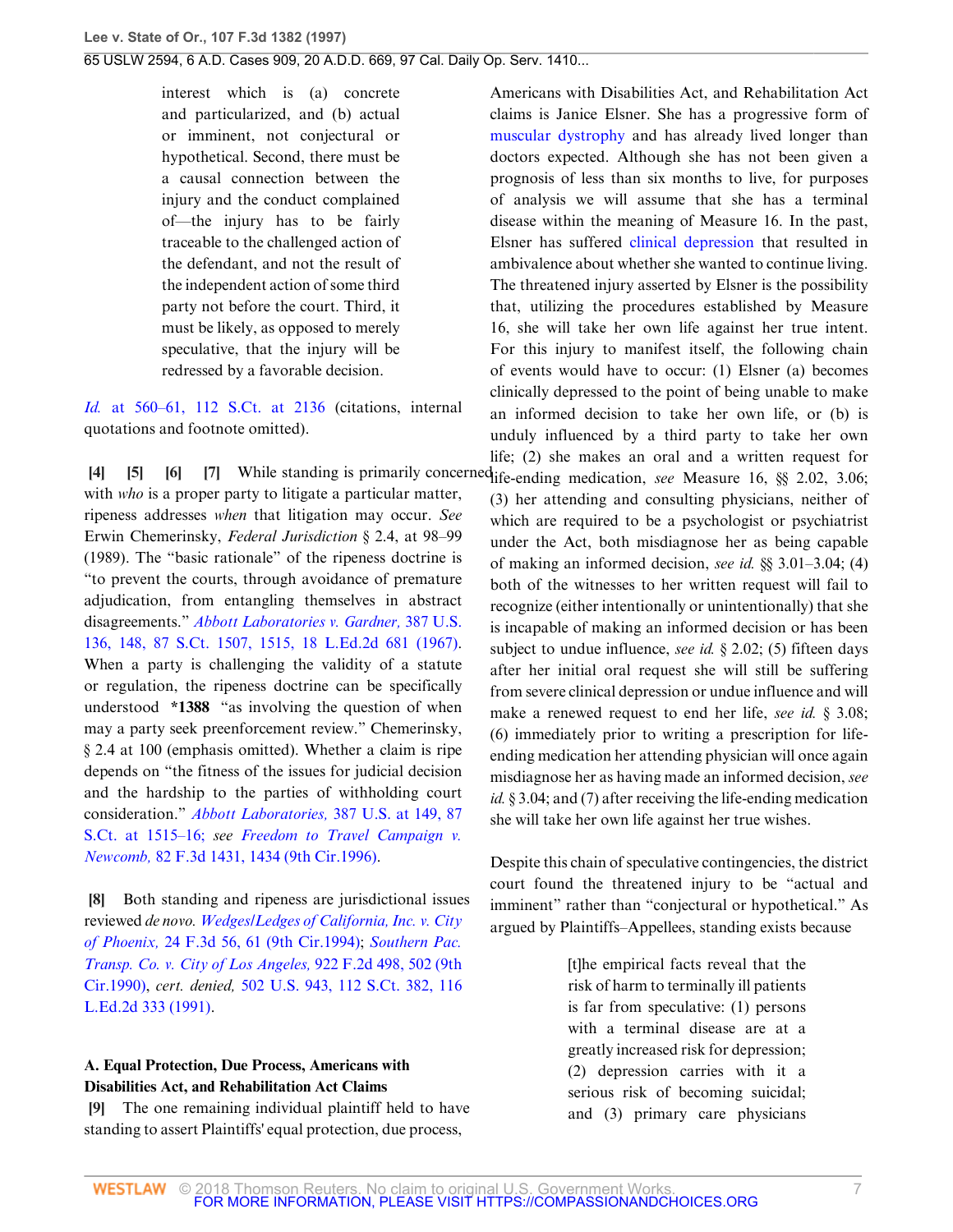> interest which is (a) concrete and particularized, and (b) actual or imminent, not conjectural or hypothetical. Second, there must be a causal connection between the injury and the conduct complained of—the injury has to be fairly traceable to the challenged action of the defendant, and not the result of the independent action of some third party not before the court. Third, it must be likely, as opposed to merely speculative, that the injury will be redressed by a favorable decision.

*Id.* at 560–61, 112 S.Ct. at 2136 (citations, internal quotations and footnote omitted).

**[4] [5] [6] [7]** While standing is primarily concerned with *who* is a proper party to litigate a particular matter, ripeness addresses *when* that litigation may occur. *See* Erwin Chemerinsky, *Federal Jurisdiction* § 2.4, at 98–99 (1989). The "basic rationale" of the ripeness doctrine is "to prevent the courts, through avoidance of premature adjudication, from entangling themselves in abstract disagreements." *Abbott Laboratories v. Gardner,* 387 U.S. 136, 148, 87 S.Ct. 1507, 1515, 18 L.Ed.2d 681 (1967). When a party is challenging the validity of a statute or regulation, the ripeness doctrine can be specifically understood **\*1388** "as involving the question of when may a party seek preenforcement review." Chemerinsky, § 2.4 at 100 (emphasis omitted). Whether a claim is ripe depends on "the fitness of the issues for judicial decision and the hardship to the parties of withholding court consideration." *Abbott Laboratories,* 387 U.S. at 149, 87 S.Ct. at 1515–16; *see Freedom to Travel Campaign v. Newcomb,* 82 F.3d 1431, 1434 (9th Cir.1996).

**[8]** Both standing and ripeness are jurisdictional issues reviewed *de novo. Wedges/Ledges of California, Inc. v. City of Phoenix,* 24 F.3d 56, 61 (9th Cir.1994); *Southern Pac. Transp. Co. v. City of Los Angeles,* 922 F.2d 498, 502 (9th Cir.1990), *cert. denied,* 502 U.S. 943, 112 S.Ct. 382, 116 L.Ed.2d 333 (1991).

### A. Equal Protection, Due Process, Americans with Disabilities Act, and Rehabilitation Act Claims

**[9]** The one remaining individual plaintiff held to have standing to assert Plaintiffs' equal protection, due process, Americans with Disabilities Act, and Rehabilitation Act claims is Janice Elsner. She has a progressive form of muscular dystrophy and has already lived longer than doctors expected. Although she has not been given a prognosis of less than six months to live, for purposes of analysis we will assume that she has a terminal disease within the meaning of Measure 16. In the past, Elsner has suffered clinical depression that resulted in ambivalence about whether she wanted to continue living. The threatened injury asserted by Elsner is the possibility that, utilizing the procedures established by Measure 16, she will take her own life against her true intent. For this injury to manifest itself, the following chain of events would have to occur: (1) Elsner (a) becomes clinically depressed to the point of being unable to make an informed decision to take her own life, or (b) is unduly influenced by a third party to take her own life; (2) she makes an oral and a written request for life-ending medication, *see* Measure 16, §§ 2.02, 3.06; (3) her attending and consulting physicians, neither of which are required to be a psychologist or psychiatrist under the Act, both misdiagnose her as being capable of making an informed decision, *see id.* §§ 3.01–3.04; (4) both of the witnesses to her written request will fail to recognize (either intentionally or unintentionally) that she is incapable of making an informed decision or has been subject to undue influence, *see id.* § 2.02; (5) fifteen days after her initial oral request she will still be suffering from severe clinical depression or undue influence and will make a renewed request to end her life, *see id.* § 3.08; (6) immediately prior to writing a prescription for life-ending medication her attending physician will once again misdiagnose her as having made an informed decision, *see id.* § 3.04; and (7) after receiving the life-ending medication she will take her own life against her true wishes.

Despite this chain of speculative contingencies, the district court found the threatened injury to be "actual and imminent" rather than "conjectural or hypothetical." As argued by Plaintiffs–Appellees, standing exists because

> [t]he empirical facts reveal that the risk of harm to terminally ill patients is far from speculative: (1) persons with a terminal disease are at a greatly increased risk for depression; (2) depression carries with it a serious risk of becoming suicidal; and (3) primary care physicians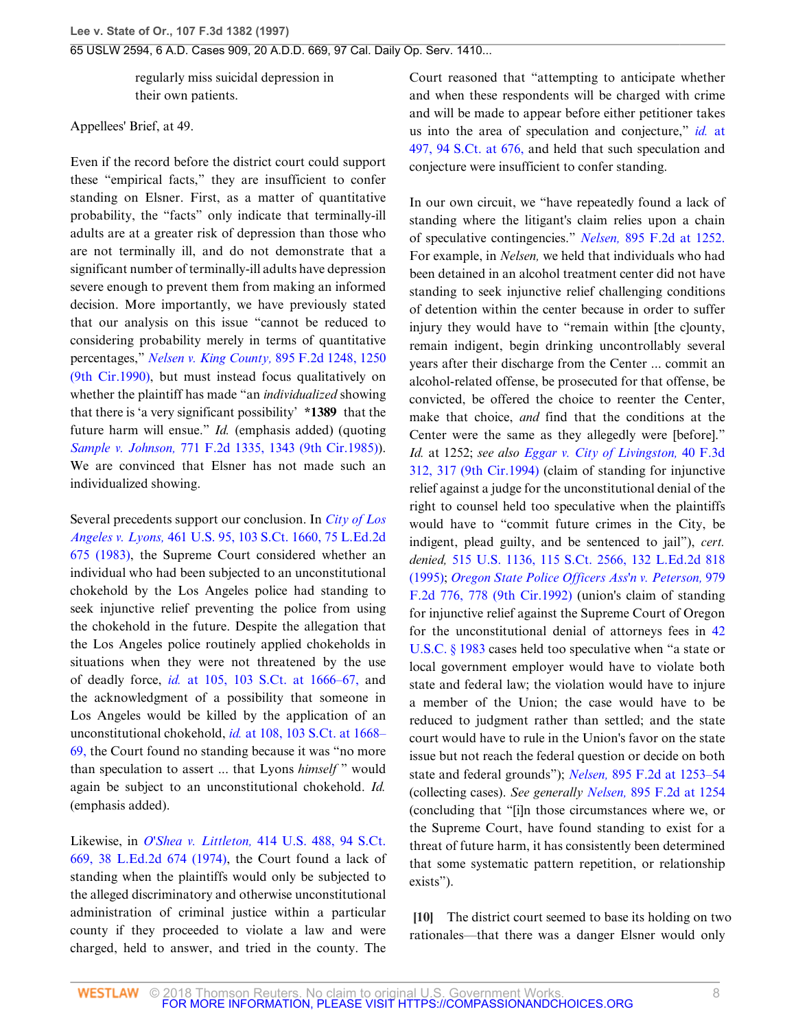regularly miss suicidal depression in their own patients.

Appellees' Brief, at 49.

Even if the record before the district court could support these "empirical facts," they are insufficient to confer standing on Elsner. First, as a matter of quantitative probability, the "facts" only indicate that terminally-ill adults are at a greater risk of depression than those who are not terminally ill, and do not demonstrate that a significant number of terminally-ill adults have depression severe enough to prevent them from making an informed decision. More importantly, we have previously stated that our analysis on this issue "cannot be reduced to considering probability merely in terms of quantitative percentages," *Nelsen v. King County,* 895 F.2d 1248, 1250 (9th Cir.1990), but must instead focus qualitatively on whether the plaintiff has made "an *individualized* showing that there is 'a very significant possibility' **\*1389** that the future harm will ensue." *Id.* (emphasis added) (quoting *Sample v. Johnson,* 771 F.2d 1335, 1343 (9th Cir.1985)). We are convinced that Elsner has not made such an individualized showing.

Several precedents support our conclusion. In *City of Los Angeles v. Lyons,* 461 U.S. 95, 103 S.Ct. 1660, 75 L.Ed.2d 675 (1983), the Supreme Court considered whether an individual who had been subjected to an unconstitutional chokehold by the Los Angeles police had standing to seek injunctive relief preventing the police from using the chokehold in the future. Despite the allegation that the Los Angeles police routinely applied chokeholds in situations when they were not threatened by the use of deadly force, *id.* at 105, 103 S.Ct. at 1666–67, and the acknowledgment of a possibility that someone in Los Angeles would be killed by the application of an unconstitutional chokehold, *id.* at 108, 103 S.Ct. at 1668–69, the Court found no standing because it was "no more than speculation to assert ... that Lyons *himself* " would again be subject to an unconstitutional chokehold. *Id.* (emphasis added).

Likewise, in *O'Shea v. Littleton,* 414 U.S. 488, 94 S.Ct. 669, 38 L.Ed.2d 674 (1974), the Court found a lack of standing when the plaintiffs would only be subjected to the alleged discriminatory and otherwise unconstitutional administration of criminal justice within a particular county if they proceeded to violate a law and were charged, held to answer, and tried in the county. The Court reasoned that "attempting to anticipate whether and when these respondents will be charged with crime and will be made to appear before either petitioner takes us into the area of speculation and conjecture," *id.* at 497, 94 S.Ct. at 676, and held that such speculation and conjecture were insufficient to confer standing.

In our own circuit, we "have repeatedly found a lack of standing where the litigant's claim relies upon a chain of speculative contingencies." *Nelsen,* 895 F.2d at 1252. For example, in *Nelsen,* we held that individuals who had been detained in an alcohol treatment center did not have standing to seek injunctive relief challenging conditions of detention within the center because in order to suffer injury they would have to "remain within [the c]ounty, remain indigent, begin drinking uncontrollably several years after their discharge from the Center ... commit an alcohol-related offense, be prosecuted for that offense, be convicted, be offered the choice to reenter the Center, make that choice, *and* find that the conditions at the Center were the same as they allegedly were [before]." *Id.* at 1252; *see also Eggar v. City of Livingston,* 40 F.3d 312, 317 (9th Cir.1994) (claim of standing for injunctive relief against a judge for the unconstitutional denial of the right to counsel held too speculative when the plaintiffs would have to "commit future crimes in the City, be indigent, plead guilty, and be sentenced to jail"), *cert. denied,* 515 U.S. 1136, 115 S.Ct. 2566, 132 L.Ed.2d 818 (1995); *Oregon State Police Officers Ass'n v. Peterson,* 979 F.2d 776, 778 (9th Cir.1992) (union's claim of standing for injunctive relief against the Supreme Court of Oregon for the unconstitutional denial of attorneys fees in 42 U.S.C. § 1983 cases held too speculative when "a state or local government employer would have to violate both state and federal law; the violation would have to injure a member of the Union; the case would have to be reduced to judgment rather than settled; and the state court would have to rule in the Union's favor on the state issue but not reach the federal question or decide on both state and federal grounds"); *Nelsen,* 895 F.2d at 1253–54 (collecting cases). *See generally Nelsen,* 895 F.2d at 1254 (concluding that "[i]n those circumstances where we, or the Supreme Court, have found standing to exist for a threat of future harm, it has consistently been determined that some systematic pattern repetition, or relationship exists").

**[10]** The district court seemed to base its holding on two rationales—that there was a danger Elsner would only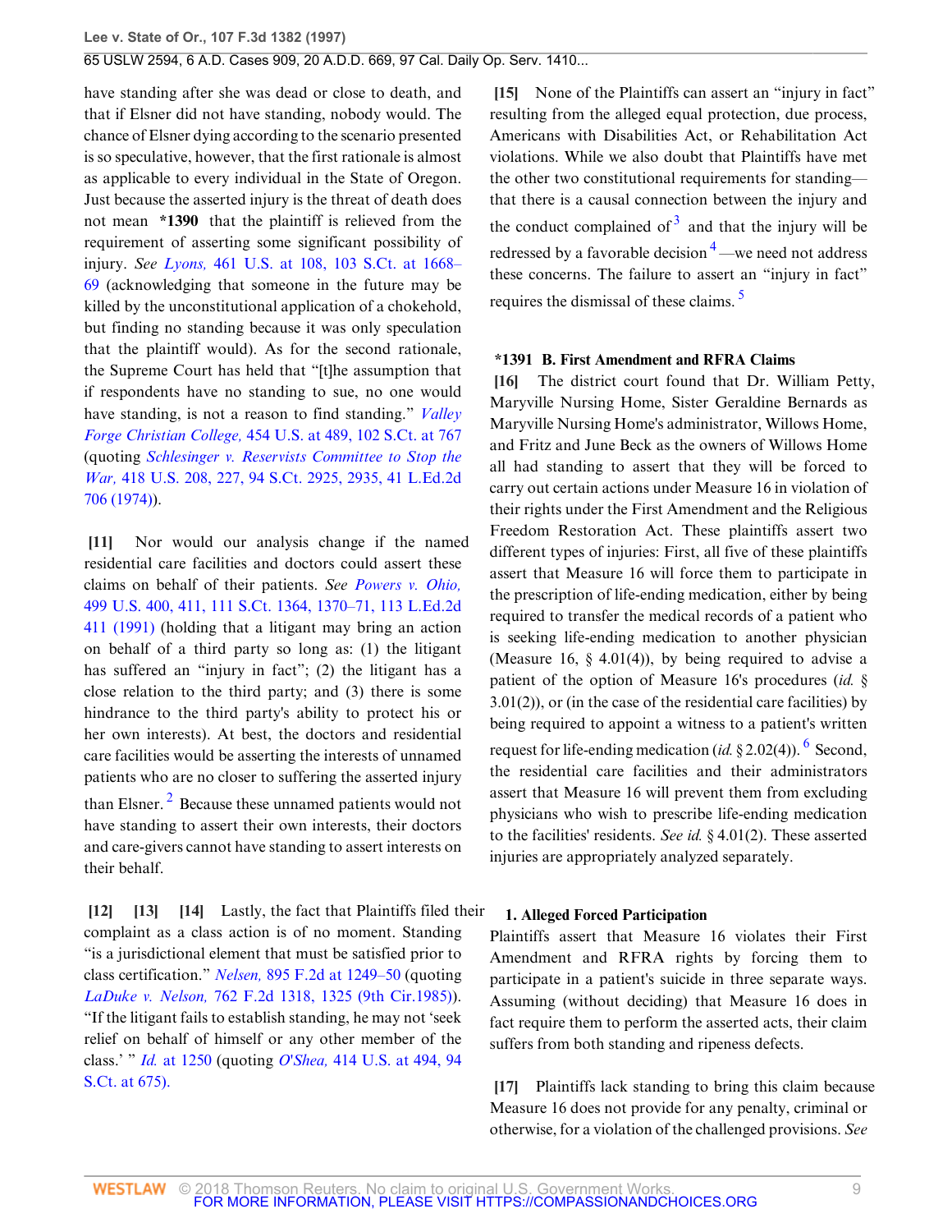have standing after she was dead or close to death, and that if Elsner did not have standing, nobody would. The chance of Elsner dying according to the scenario presented is so speculative, however, that the first rationale is almost as applicable to every individual in the State of Oregon. Just because the asserted injury is the threat of death does not mean **\*1390** that the plaintiff is relieved from the requirement of asserting some significant possibility of injury. *See Lyons,* 461 U.S. at 108, 103 S.Ct. at 1668–69 (acknowledging that someone in the future may be killed by the unconstitutional application of a chokehold, but finding no standing because it was only speculation that the plaintiff would). As for the second rationale, the Supreme Court has held that "[t]he assumption that if respondents have no standing to sue, no one would have standing, is not a reason to find standing." *Valley Forge Christian College,* 454 U.S. at 489, 102 S.Ct. at 767 (quoting *Schlesinger v. Reservists Committee to Stop the War,* 418 U.S. 208, 227, 94 S.Ct. 2925, 2935, 41 L.Ed.2d 706 (1974)).

**[11]** Nor would our analysis change if the named residential care facilities and doctors could assert these claims on behalf of their patients. *See Powers v. Ohio,* 499 U.S. 400, 411, 111 S.Ct. 1364, 1370–71, 113 L.Ed.2d 411 (1991) (holding that a litigant may bring an action on behalf of a third party so long as: (1) the litigant has suffered an "injury in fact"; (2) the litigant has a close relation to the third party; and (3) there is some hindrance to the third party's ability to protect his or her own interests). At best, the doctors and residential care facilities would be asserting the interests of unnamed patients who are no closer to suffering the asserted injury than Elsner.[2] Because these unnamed patients would not have standing to assert their own interests, their doctors and care-givers cannot have standing to assert interests on their behalf.

**[12] [13] [14]** Lastly, the fact that Plaintiffs filed their complaint as a class action is of no moment. Standing "is a jurisdictional element that must be satisfied prior to class certification." *Nelsen,* 895 F.2d at 1249–50 (quoting *LaDuke v. Nelson,* 762 F.2d 1318, 1325 (9th Cir.1985)). "If the litigant fails to establish standing, he may not 'seek relief on behalf of himself or any other member of the class.' " *Id.* at 1250 (quoting *O'Shea,* 414 U.S. at 494, 94 S.Ct. at 675).

**[15]** None of the Plaintiffs can assert an "injury in fact" resulting from the alleged equal protection, due process, Americans with Disabilities Act, or Rehabilitation Act violations. While we also doubt that Plaintiffs have met the other two constitutional requirements for standing—that there is a causal connection between the injury and the conduct complained of[3] and that the injury will be redressed by a favorable decision[4]—we need not address these concerns. The failure to assert an "injury in fact" requires the dismissal of these claims.[5]

**\*1391 B. First Amendment and RFRA Claims**

**[16]** The district court found that Dr. William Petty, Maryville Nursing Home, Sister Geraldine Bernards as Maryville Nursing Home's administrator, Willows Home, and Fritz and June Beck as the owners of Willows Home all had standing to assert that they will be forced to carry out certain actions under Measure 16 in violation of their rights under the First Amendment and the Religious Freedom Restoration Act. These plaintiffs assert two different types of injuries: First, all five of these plaintiffs assert that Measure 16 will force them to participate in the prescription of life-ending medication, either by being required to transfer the medical records of a patient who is seeking life-ending medication to another physician (Measure 16, § 4.01(4)), by being required to advise a patient of the option of Measure 16's procedures (*id.* § 3.01(2)), or (in the case of the residential care facilities) by being required to appoint a witness to a patient's written request for life-ending medication (*id.* § 2.02(4)).[6] Second, the residential care facilities and their administrators assert that Measure 16 will prevent them from excluding physicians who wish to prescribe life-ending medication to the facilities' residents. *See id.* § 4.01(2). These asserted injuries are appropriately analyzed separately.

**1. Alleged Forced Participation**

Plaintiffs assert that Measure 16 violates their First Amendment and RFRA rights by forcing them to participate in a patient's suicide in three separate ways. Assuming (without deciding) that Measure 16 does in fact require them to perform the asserted acts, their claim suffers from both standing and ripeness defects.

**[17]** Plaintiffs lack standing to bring this claim because Measure 16 does not provide for any penalty, criminal or otherwise, for a violation of the challenged provisions. *See*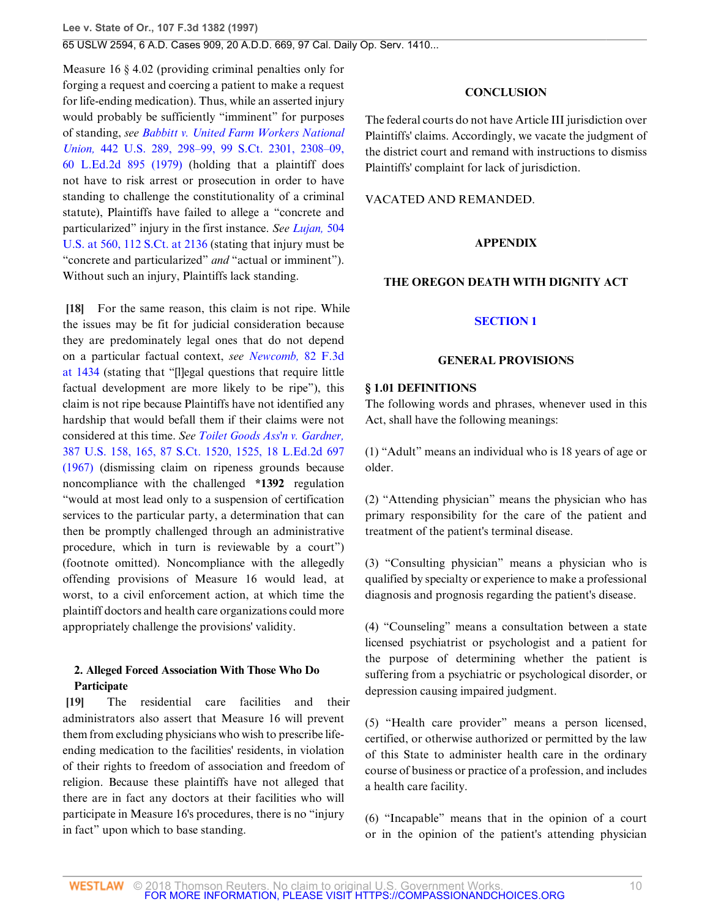Measure 16 § 4.02 (providing criminal penalties only for forging a request and coercing a patient to make a request for life-ending medication). Thus, while an asserted injury would probably be sufficiently "imminent" for purposes of standing, *see Babbitt v. United Farm Workers National Union,* 442 U.S. 289, 298–99, 99 S.Ct. 2301, 2308–09, 60 L.Ed.2d 895 (1979) (holding that a plaintiff does not have to risk arrest or prosecution in order to have standing to challenge the constitutionality of a criminal statute), Plaintiffs have failed to allege a "concrete and particularized" injury in the first instance. *See Lujan,* 504 U.S. at 560, 112 S.Ct. at 2136 (stating that injury must be "concrete and particularized" *and* "actual or imminent"). Without such an injury, Plaintiffs lack standing.

**[18]** For the same reason, this claim is not ripe. While the issues may be fit for judicial consideration because they are predominately legal ones that do not depend on a particular factual context, *see Newcomb,* 82 F.3d at 1434 (stating that "[l]egal questions that require little factual development are more likely to be ripe"), this claim is not ripe because Plaintiffs have not identified any hardship that would befall them if their claims were not considered at this time. *See Toilet Goods Ass'n v. Gardner,* 387 U.S. 158, 165, 87 S.Ct. 1520, 1525, 18 L.Ed.2d 697 (1967) (dismissing claim on ripeness grounds because noncompliance with the challenged **\*1392** regulation "would at most lead only to a suspension of certification services to the particular party, a determination that can then be promptly challenged through an administrative procedure, which in turn is reviewable by a court") (footnote omitted). Noncompliance with the allegedly offending provisions of Measure 16 would lead, at worst, to a civil enforcement action, at which time the plaintiff doctors and health care organizations could more appropriately challenge the provisions' validity.

### 2. Alleged Forced Association With Those Who Do Participate

**[19]** The residential care facilities and their administrators also assert that Measure 16 will prevent them from excluding physicians who wish to prescribe life-ending medication to the facilities' residents, in violation of their rights to freedom of association and freedom of religion. Because these plaintiffs have not alleged that there are in fact any doctors at their facilities who will participate in Measure 16's procedures, there is no "injury in fact" upon which to base standing.

## CONCLUSION

The federal courts do not have Article III jurisdiction over Plaintiffs' claims. Accordingly, we vacate the judgment of the district court and remand with instructions to dismiss Plaintiffs' complaint for lack of jurisdiction.

VACATED AND REMANDED.

## APPENDIX

## THE OREGON DEATH WITH DIGNITY ACT

## SECTION 1

## GENERAL PROVISIONS

**§ 1.01 DEFINITIONS**

The following words and phrases, whenever used in this Act, shall have the following meanings:

(1) "Adult" means an individual who is 18 years of age or older.

(2) "Attending physician" means the physician who has primary responsibility for the care of the patient and treatment of the patient's terminal disease.

(3) "Consulting physician" means a physician who is qualified by specialty or experience to make a professional diagnosis and prognosis regarding the patient's disease.

(4) "Counseling" means a consultation between a state licensed psychiatrist or psychologist and a patient for the purpose of determining whether the patient is suffering from a psychiatric or psychological disorder, or depression causing impaired judgment.

(5) "Health care provider" means a person licensed, certified, or otherwise authorized or permitted by the law of this State to administer health care in the ordinary course of business or practice of a profession, and includes a health care facility.

(6) "Incapable" means that in the opinion of a court or in the opinion of the patient's attending physician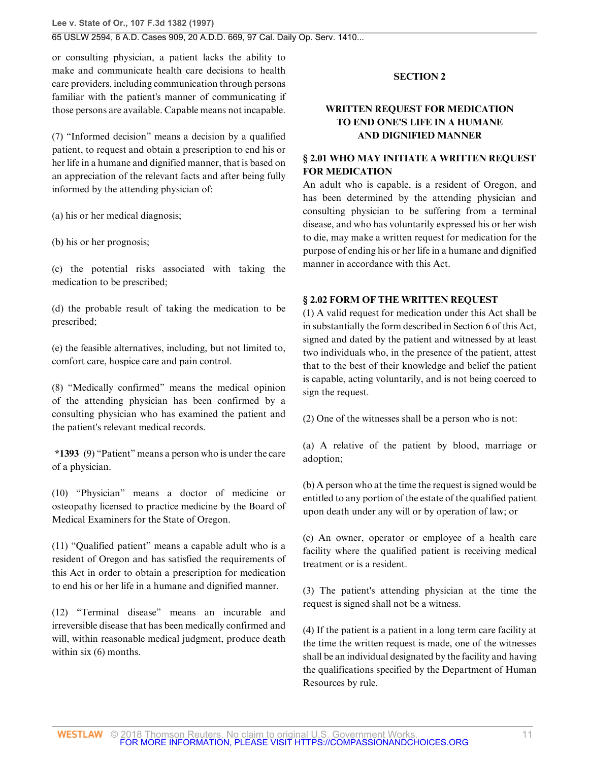or consulting physician, a patient lacks the ability to make and communicate health care decisions to health care providers, including communication through persons familiar with the patient's manner of communicating if those persons are available. Capable means not incapable.

(7) "Informed decision" means a decision by a qualified patient, to request and obtain a prescription to end his or her life in a humane and dignified manner, that is based on an appreciation of the relevant facts and after being fully informed by the attending physician of:

(a) his or her medical diagnosis;

(b) his or her prognosis;

(c) the potential risks associated with taking the medication to be prescribed;

(d) the probable result of taking the medication to be prescribed;

(e) the feasible alternatives, including, but not limited to, comfort care, hospice care and pain control.

(8) "Medically confirmed" means the medical opinion of the attending physician has been confirmed by a consulting physician who has examined the patient and the patient's relevant medical records.

**\*1393** (9) "Patient" means a person who is under the care of a physician.

(10) "Physician" means a doctor of medicine or osteopathy licensed to practice medicine by the Board of Medical Examiners for the State of Oregon.

(11) "Qualified patient" means a capable adult who is a resident of Oregon and has satisfied the requirements of this Act in order to obtain a prescription for medication to end his or her life in a humane and dignified manner.

(12) "Terminal disease" means an incurable and irreversible disease that has been medically confirmed and will, within reasonable medical judgment, produce death within six (6) months.

## SECTION 2

## WRITTEN REQUEST FOR MEDICATION TO END ONE'S LIFE IN A HUMANE AND DIGNIFIED MANNER

### § 2.01 WHO MAY INITIATE A WRITTEN REQUEST FOR MEDICATION

An adult who is capable, is a resident of Oregon, and has been determined by the attending physician and consulting physician to be suffering from a terminal disease, and who has voluntarily expressed his or her wish to die, may make a written request for medication for the purpose of ending his or her life in a humane and dignified manner in accordance with this Act.

### § 2.02 FORM OF THE WRITTEN REQUEST

(1) A valid request for medication under this Act shall be in substantially the form described in Section 6 of this Act, signed and dated by the patient and witnessed by at least two individuals who, in the presence of the patient, attest that to the best of their knowledge and belief the patient is capable, acting voluntarily, and is not being coerced to sign the request.

(2) One of the witnesses shall be a person who is not:

(a) A relative of the patient by blood, marriage or adoption;

(b) A person who at the time the request is signed would be entitled to any portion of the estate of the qualified patient upon death under any will or by operation of law; or

(c) An owner, operator or employee of a health care facility where the qualified patient is receiving medical treatment or is a resident.

(3) The patient's attending physician at the time the request is signed shall not be a witness.

(4) If the patient is a patient in a long term care facility at the time the written request is made, one of the witnesses shall be an individual designated by the facility and having the qualifications specified by the Department of Human Resources by rule.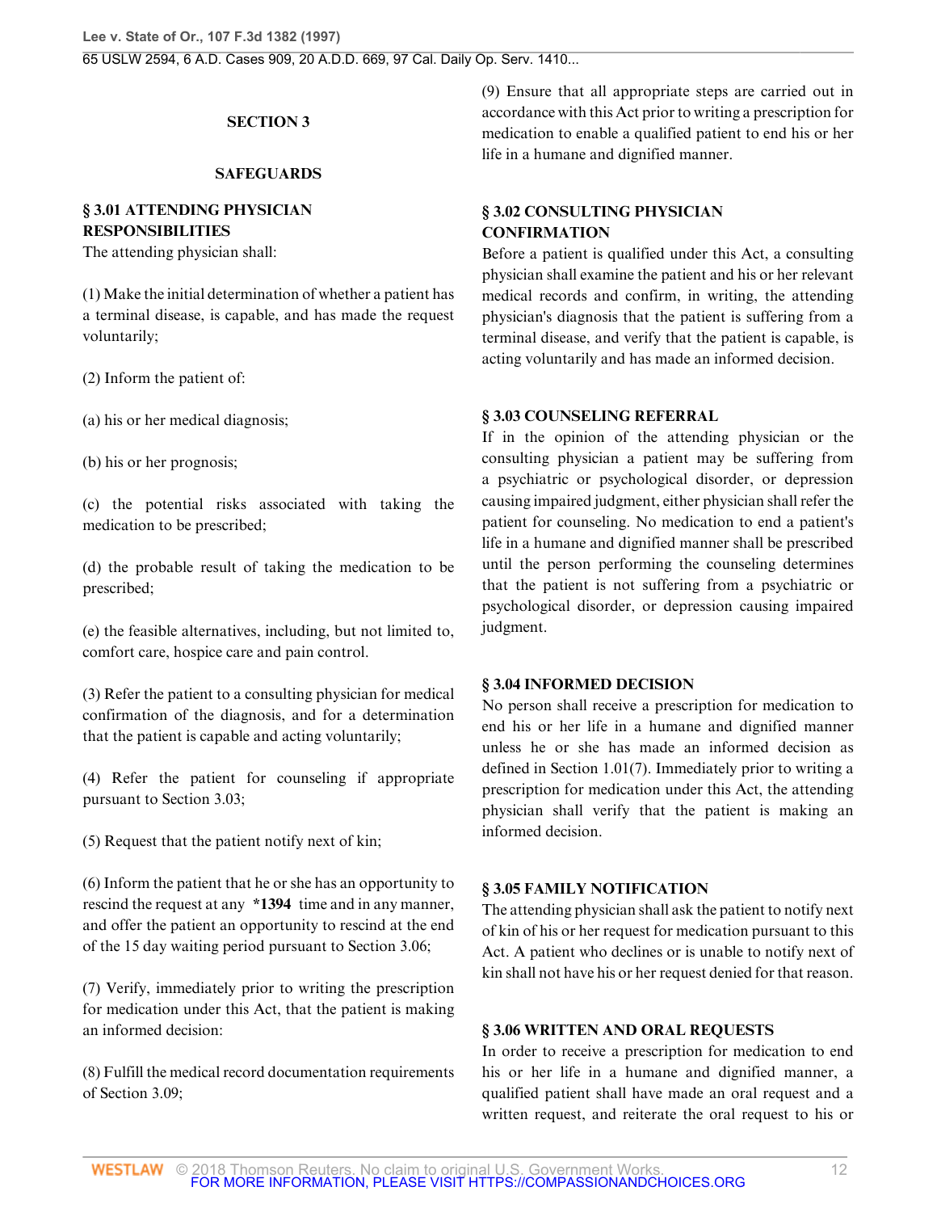## SECTION 3

## SAFEGUARDS

### § 3.01 ATTENDING PHYSICIAN RESPONSIBILITIES

The attending physician shall:

(1) Make the initial determination of whether a patient has a terminal disease, is capable, and has made the request voluntarily;

(2) Inform the patient of:

(a) his or her medical diagnosis;

(b) his or her prognosis;

(c) the potential risks associated with taking the medication to be prescribed;

(d) the probable result of taking the medication to be prescribed;

(e) the feasible alternatives, including, but not limited to, comfort care, hospice care and pain control.

(3) Refer the patient to a consulting physician for medical confirmation of the diagnosis, and for a determination that the patient is capable and acting voluntarily;

(4) Refer the patient for counseling if appropriate pursuant to Section 3.03;

(5) Request that the patient notify next of kin;

(6) Inform the patient that he or she has an opportunity to rescind the request at any **\*1394** time and in any manner, and offer the patient an opportunity to rescind at the end of the 15 day waiting period pursuant to Section 3.06;

(7) Verify, immediately prior to writing the prescription for medication under this Act, that the patient is making an informed decision:

(8) Fulfill the medical record documentation requirements of Section 3.09;

(9) Ensure that all appropriate steps are carried out in accordance with this Act prior to writing a prescription for medication to enable a qualified patient to end his or her life in a humane and dignified manner.

### § 3.02 CONSULTING PHYSICIAN CONFIRMATION

Before a patient is qualified under this Act, a consulting physician shall examine the patient and his or her relevant medical records and confirm, in writing, the attending physician's diagnosis that the patient is suffering from a terminal disease, and verify that the patient is capable, is acting voluntarily and has made an informed decision.

### § 3.03 COUNSELING REFERRAL

If in the opinion of the attending physician or the consulting physician a patient may be suffering from a psychiatric or psychological disorder, or depression causing impaired judgment, either physician shall refer the patient for counseling. No medication to end a patient's life in a humane and dignified manner shall be prescribed until the person performing the counseling determines that the patient is not suffering from a psychiatric or psychological disorder, or depression causing impaired judgment.

### § 3.04 INFORMED DECISION

No person shall receive a prescription for medication to end his or her life in a humane and dignified manner unless he or she has made an informed decision as defined in Section 1.01(7). Immediately prior to writing a prescription for medication under this Act, the attending physician shall verify that the patient is making an informed decision.

### § 3.05 FAMILY NOTIFICATION

The attending physician shall ask the patient to notify next of kin of his or her request for medication pursuant to this Act. A patient who declines or is unable to notify next of kin shall not have his or her request denied for that reason.

### § 3.06 WRITTEN AND ORAL REQUESTS

In order to receive a prescription for medication to end his or her life in a humane and dignified manner, a qualified patient shall have made an oral request and a written request, and reiterate the oral request to his or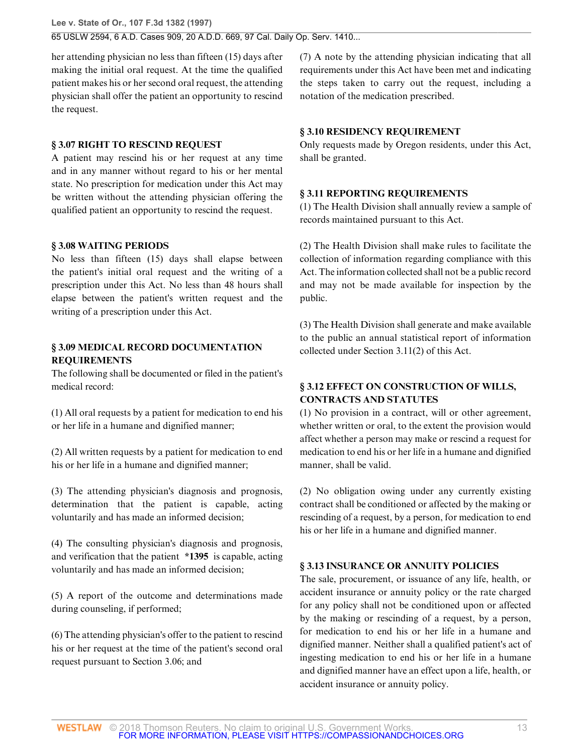her attending physician no less than fifteen (15) days after making the initial oral request. At the time the qualified patient makes his or her second oral request, the attending physician shall offer the patient an opportunity to rescind the request.

**§ 3.07 RIGHT TO RESCIND REQUEST**

A patient may rescind his or her request at any time and in any manner without regard to his or her mental state. No prescription for medication under this Act may be written without the attending physician offering the qualified patient an opportunity to rescind the request.

**§ 3.08 WAITING PERIODS**

No less than fifteen (15) days shall elapse between the patient's initial oral request and the writing of a prescription under this Act. No less than 48 hours shall elapse between the patient's written request and the writing of a prescription under this Act.

**§ 3.09 MEDICAL RECORD DOCUMENTATION REQUIREMENTS**

The following shall be documented or filed in the patient's medical record:

(1) All oral requests by a patient for medication to end his or her life in a humane and dignified manner;

(2) All written requests by a patient for medication to end his or her life in a humane and dignified manner;

(3) The attending physician's diagnosis and prognosis, determination that the patient is capable, acting voluntarily and has made an informed decision;

(4) The consulting physician's diagnosis and prognosis, and verification that the patient **\*1395** is capable, acting voluntarily and has made an informed decision;

(5) A report of the outcome and determinations made during counseling, if performed;

(6) The attending physician's offer to the patient to rescind his or her request at the time of the patient's second oral request pursuant to Section 3.06; and

(7) A note by the attending physician indicating that all requirements under this Act have been met and indicating the steps taken to carry out the request, including a notation of the medication prescribed.

**§ 3.10 RESIDENCY REQUIREMENT**

Only requests made by Oregon residents, under this Act, shall be granted.

**§ 3.11 REPORTING REQUIREMENTS**

(1) The Health Division shall annually review a sample of records maintained pursuant to this Act.

(2) The Health Division shall make rules to facilitate the collection of information regarding compliance with this Act. The information collected shall not be a public record and may not be made available for inspection by the public.

(3) The Health Division shall generate and make available to the public an annual statistical report of information collected under Section 3.11(2) of this Act.

**§ 3.12 EFFECT ON CONSTRUCTION OF WILLS, CONTRACTS AND STATUTES**

(1) No provision in a contract, will or other agreement, whether written or oral, to the extent the provision would affect whether a person may make or rescind a request for medication to end his or her life in a humane and dignified manner, shall be valid.

(2) No obligation owing under any currently existing contract shall be conditioned or affected by the making or rescinding of a request, by a person, for medication to end his or her life in a humane and dignified manner.

**§ 3.13 INSURANCE OR ANNUITY POLICIES**

The sale, procurement, or issuance of any life, health, or accident insurance or annuity policy or the rate charged for any policy shall not be conditioned upon or affected by the making or rescinding of a request, by a person, for medication to end his or her life in a humane and dignified manner. Neither shall a qualified patient's act of ingesting medication to end his or her life in a humane and dignified manner have an effect upon a life, health, or accident insurance or annuity policy.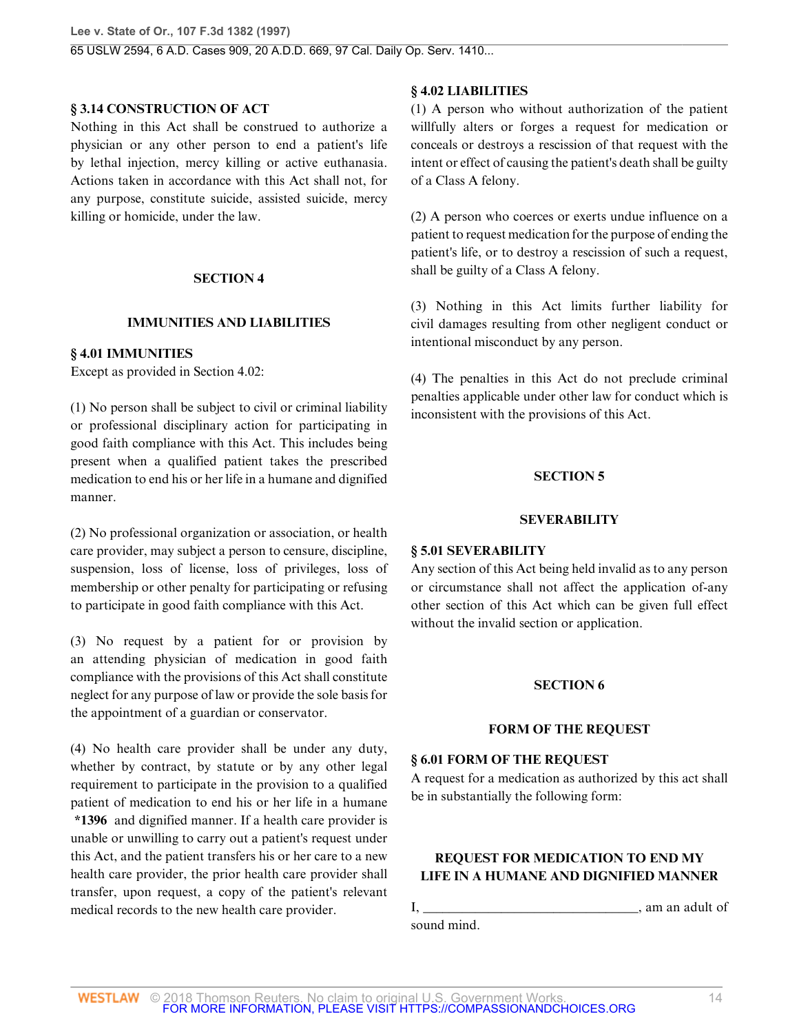### § 3.14 CONSTRUCTION OF ACT

Nothing in this Act shall be construed to authorize a physician or any other person to end a patient's life by lethal injection, mercy killing or active euthanasia. Actions taken in accordance with this Act shall not, for any purpose, constitute suicide, assisted suicide, mercy killing or homicide, under the law.

## SECTION 4

## IMMUNITIES AND LIABILITIES

### § 4.01 IMMUNITIES

Except as provided in Section 4.02:

(1) No person shall be subject to civil or criminal liability or professional disciplinary action for participating in good faith compliance with this Act. This includes being present when a qualified patient takes the prescribed medication to end his or her life in a humane and dignified manner.

(2) No professional organization or association, or health care provider, may subject a person to censure, discipline, suspension, loss of license, loss of privileges, loss of membership or other penalty for participating or refusing to participate in good faith compliance with this Act.

(3) No request by a patient for or provision by an attending physician of medication in good faith compliance with the provisions of this Act shall constitute neglect for any purpose of law or provide the sole basis for the appointment of a guardian or conservator.

(4) No health care provider shall be under any duty, whether by contract, by statute or by any other legal requirement to participate in the provision to a qualified patient of medication to end his or her life in a humane **\*1396** and dignified manner. If a health care provider is unable or unwilling to carry out a patient's request under this Act, and the patient transfers his or her care to a new health care provider, the prior health care provider shall transfer, upon request, a copy of the patient's relevant medical records to the new health care provider.

### § 4.02 LIABILITIES

(1) A person who without authorization of the patient willfully alters or forges a request for medication or conceals or destroys a rescission of that request with the intent or effect of causing the patient's death shall be guilty of a Class A felony.

(2) A person who coerces or exerts undue influence on a patient to request medication for the purpose of ending the patient's life, or to destroy a rescission of such a request, shall be guilty of a Class A felony.

(3) Nothing in this Act limits further liability for civil damages resulting from other negligent conduct or intentional misconduct by any person.

(4) The penalties in this Act do not preclude criminal penalties applicable under other law for conduct which is inconsistent with the provisions of this Act.

## SECTION 5

## SEVERABILITY

### § 5.01 SEVERABILITY

Any section of this Act being held invalid as to any person or circumstance shall not affect the application of-any other section of this Act which can be given full effect without the invalid section or application.

## SECTION 6

## FORM OF THE REQUEST

### § 6.01 FORM OF THE REQUEST

A request for a medication as authorized by this act shall be in substantially the following form:

**REQUEST FOR MEDICATION TO END MY LIFE IN A HUMANE AND DIGNIFIED MANNER**

I, ________________________________, am an adult of sound mind.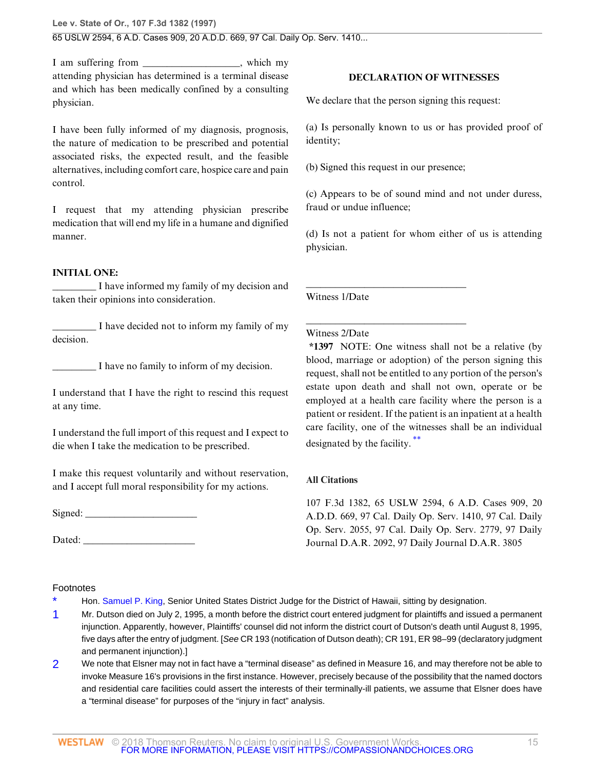I am suffering from ___________________, which my attending physician has determined is a terminal disease and which has been medically confined by a consulting physician.

I have been fully informed of my diagnosis, prognosis, the nature of medication to be prescribed and potential associated risks, the expected result, and the feasible alternatives, including comfort care, hospice care and pain control.

I request that my attending physician prescribe medication that will end my life in a humane and dignified manner.

**INITIAL ONE:**

_________ I have informed my family of my decision and taken their opinions into consideration.

_________ I have decided not to inform my family of my decision.

_________ I have no family to inform of my decision.

I understand that I have the right to rescind this request at any time.

I understand the full import of this request and I expect to die when I take the medication to be prescribed.

I make this request voluntarily and without reservation, and I accept full moral responsibility for my actions.

Signed: ______________________

Dated: ______________________

**DECLARATION OF WITNESSES**

We declare that the person signing this request:

(a) Is personally known to us or has provided proof of identity;

(b) Signed this request in our presence;

(c) Appears to be of sound mind and not under duress, fraud or undue influence;

(d) Is not a patient for whom either of us is attending physician.

________________________________

Witness 1/Date

________________________________

Witness 2/Date

**\*1397** NOTE: One witness shall not be a relative (by blood, marriage or adoption) of the person signing this request, shall not be entitled to any portion of the person's estate upon death and shall not own, operate or be employed at a health care facility where the person is a patient or resident. If the patient is an inpatient at a health care facility, one of the witnesses shall be an individual designated by the facility.[**]

**All Citations**

107 F.3d 1382, 65 USLW 2594, 6 A.D. Cases 909, 20 A.D.D. 669, 97 Cal. Daily Op. Serv. 1410, 97 Cal. Daily Op. Serv. 2055, 97 Cal. Daily Op. Serv. 2779, 97 Daily Journal D.A.R. 2092, 97 Daily Journal D.A.R. 3805

## Footnotes

\* Hon. Samuel P. King, Senior United States District Judge for the District of Hawaii, sitting by designation.

1 Mr. Dutson died on July 2, 1995, a month before the district court entered judgment for plaintiffs and issued a permanent injunction. Apparently, however, Plaintiffs' counsel did not inform the district court of Dutson's death until August 8, 1995, five days after the entry of judgment. [*See* CR 193 (notification of Dutson death); CR 191, ER 98–99 (declaratory judgment and permanent injunction).]

2 We note that Elsner may not in fact have a "terminal disease" as defined in Measure 16, and may therefore not be able to invoke Measure 16's provisions in the first instance. However, precisely because of the possibility that the named doctors and residential care facilities could assert the interests of their terminally-ill patients, we assume that Elsner does have a "terminal disease" for purposes of the "injury in fact" analysis.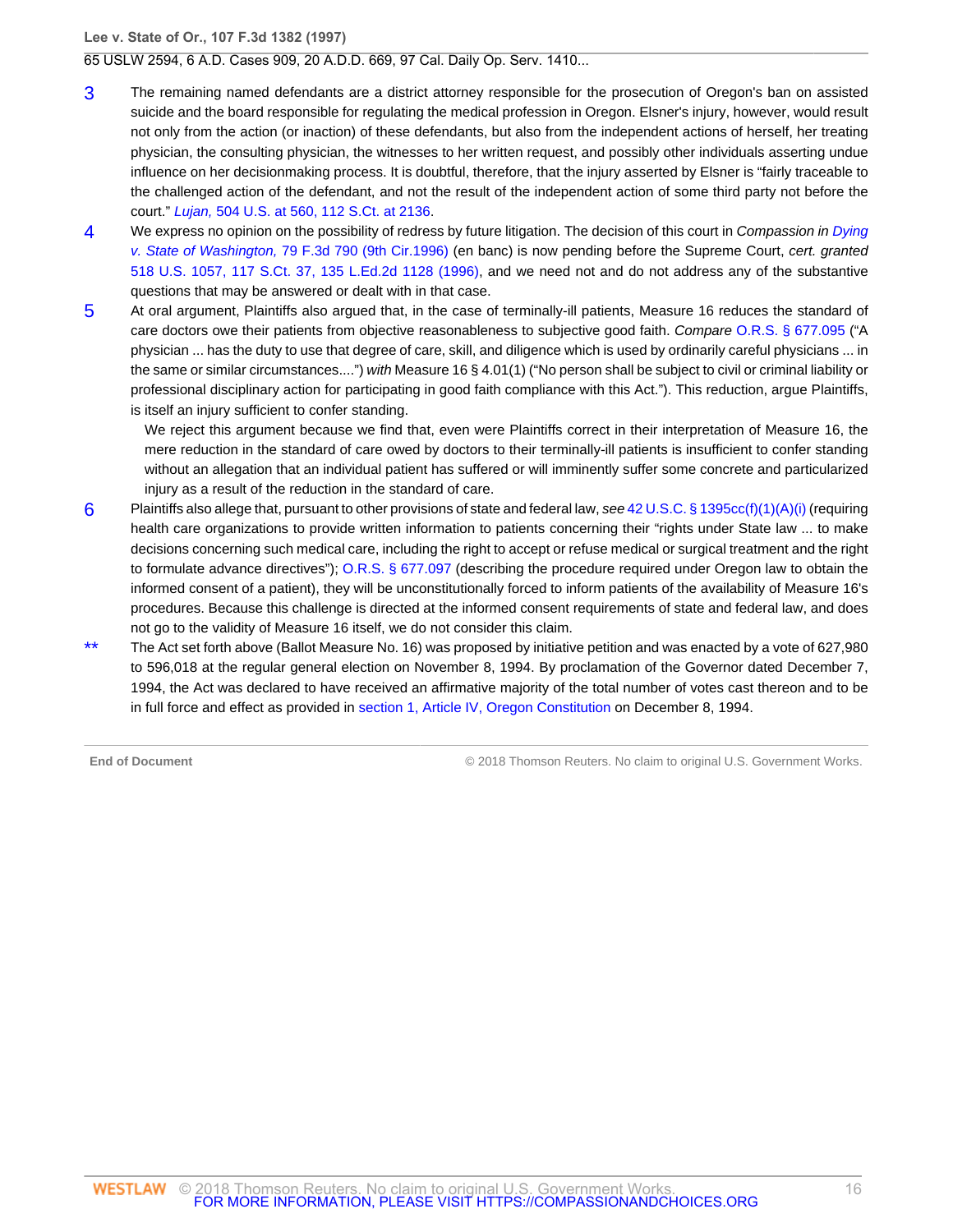3 The remaining named defendants are a district attorney responsible for the prosecution of Oregon's ban on assisted suicide and the board responsible for regulating the medical profession in Oregon. Elsner's injury, however, would result not only from the action (or inaction) of these defendants, but also from the independent actions of herself, her treating physician, the consulting physician, the witnesses to her written request, and possibly other individuals asserting undue influence on her decisionmaking process. It is doubtful, therefore, that the injury asserted by Elsner is "fairly traceable to the challenged action of the defendant, and not the result of the independent action of some third party not before the court." *Lujan,* 504 U.S. at 560, 112 S.Ct. at 2136.

4 We express no opinion on the possibility of redress by future litigation. The decision of this court in *Compassion in Dying v. State of Washington,* 79 F.3d 790 (9th Cir.1996) (en banc) is now pending before the Supreme Court, *cert. granted* 518 U.S. 1057, 117 S.Ct. 37, 135 L.Ed.2d 1128 (1996), and we need not and do not address any of the substantive questions that may be answered or dealt with in that case.

5 At oral argument, Plaintiffs also argued that, in the case of terminally-ill patients, Measure 16 reduces the standard of care doctors owe their patients from objective reasonableness to subjective good faith. *Compare* O.R.S. § 677.095 ("A physician ... has the duty to use that degree of care, skill, and diligence which is used by ordinarily careful physicians ... in the same or similar circumstances....") *with* Measure 16 § 4.01(1) ("No person shall be subject to civil or criminal liability or professional disciplinary action for participating in good faith compliance with this Act."). This reduction, argue Plaintiffs, is itself an injury sufficient to confer standing.

We reject this argument because we find that, even were Plaintiffs correct in their interpretation of Measure 16, the mere reduction in the standard of care owed by doctors to their terminally-ill patients is insufficient to confer standing without an allegation that an individual patient has suffered or will imminently suffer some concrete and particularized injury as a result of the reduction in the standard of care.

6 Plaintiffs also allege that, pursuant to other provisions of state and federal law, *see* 42 U.S.C. § 1395cc(f)(1)(A)(i) (requiring health care organizations to provide written information to patients concerning their "rights under State law ... to make decisions concerning such medical care, including the right to accept or refuse medical or surgical treatment and the right to formulate advance directives"); O.R.S. § 677.097 (describing the procedure required under Oregon law to obtain the informed consent of a patient), they will be unconstitutionally forced to inform patients of the availability of Measure 16's procedures. Because this challenge is directed at the informed consent requirements of state and federal law, and does not go to the validity of Measure 16 itself, we do not consider this claim.

** The Act set forth above (Ballot Measure No. 16) was proposed by initiative petition and was enacted by a vote of 627,980 to 596,018 at the regular general election on November 8, 1994. By proclamation of the Governor dated December 7, 1994, the Act was declared to have received an affirmative majority of the total number of votes cast thereon and to be in full force and effect as provided in section 1, Article IV, Oregon Constitution on December 8, 1994.

End of Document © 2018 Thomson Reuters. No claim to original U.S. Government Works.

FOR MORE INFORMATION, PLEASE VISIT HTTPS://COMPASSIONANDCHOICES.ORG